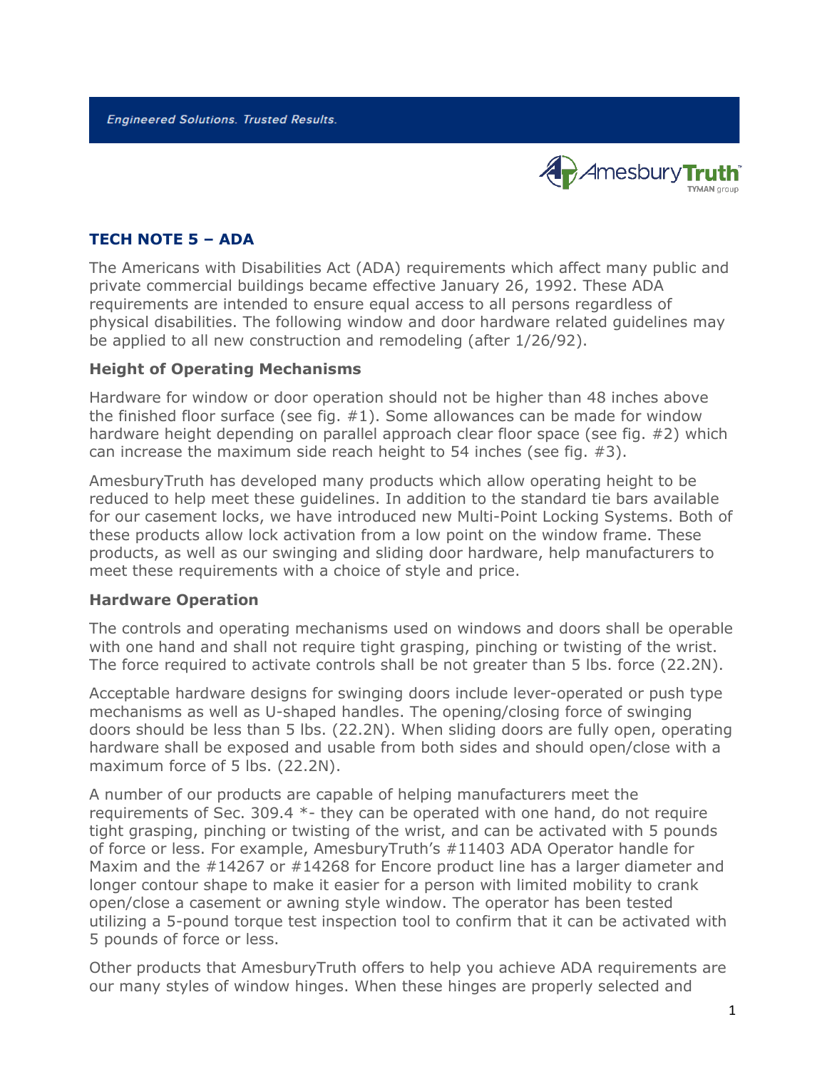Engineered Solutions. Trusted Results.

AmesburyTruth TYMAN group

## TECH NOTE 5 – ADA

The Americans with Disabilities Act (ADA) requirements which affect many public and private commercial buildings became effective January 26, 1992. These ADA requirements are intended to ensure equal access to all persons regardless of physical disabilities. The following window and door hardware related guidelines may be applied to all new construction and remodeling (after 1/26/92).

### Height of Operating Mechanisms

Hardware for window or door operation should not be higher than 48 inches above the finished floor surface (see fig. #1). Some allowances can be made for window hardware height depending on parallel approach clear floor space (see fig. #2) which can increase the maximum side reach height to 54 inches (see fig. #3).

AmesburyTruth has developed many products which allow operating height to be reduced to help meet these guidelines. In addition to the standard tie bars available for our casement locks, we have introduced new Multi-Point Locking Systems. Both of these products allow lock activation from a low point on the window frame. These products, as well as our swinging and sliding door hardware, help manufacturers to meet these requirements with a choice of style and price.

### Hardware Operation

The controls and operating mechanisms used on windows and doors shall be operable with one hand and shall not require tight grasping, pinching or twisting of the wrist. The force required to activate controls shall be not greater than 5 lbs. force (22.2N).

Acceptable hardware designs for swinging doors include lever-operated or push type mechanisms as well as U-shaped handles. The opening/closing force of swinging doors should be less than 5 lbs. (22.2N). When sliding doors are fully open, operating hardware shall be exposed and usable from both sides and should open/close with a maximum force of 5 lbs. (22.2N).

A number of our products are capable of helping manufacturers meet the requirements of Sec. 309.4 *- they can be operated with one hand, do not require tight grasping, pinching or twisting of the wrist, and can be activated with 5 pounds of force or less. For example, AmesburyTruth's #11403 ADA Operator handle for Maxim and the #14267 or #14268 for Encore product line has a larger diameter and longer contour shape to make it easier for a person with limited mobility to crank open/close a casement or awning style window. The operator has been tested utilizing a 5-pound torque test inspection tool to confirm that it can be activated with 5 pounds of force or less.

Other products that AmesburyTruth offers to help you achieve ADA requirements are our many styles of window hinges. When these hinges are properly selected and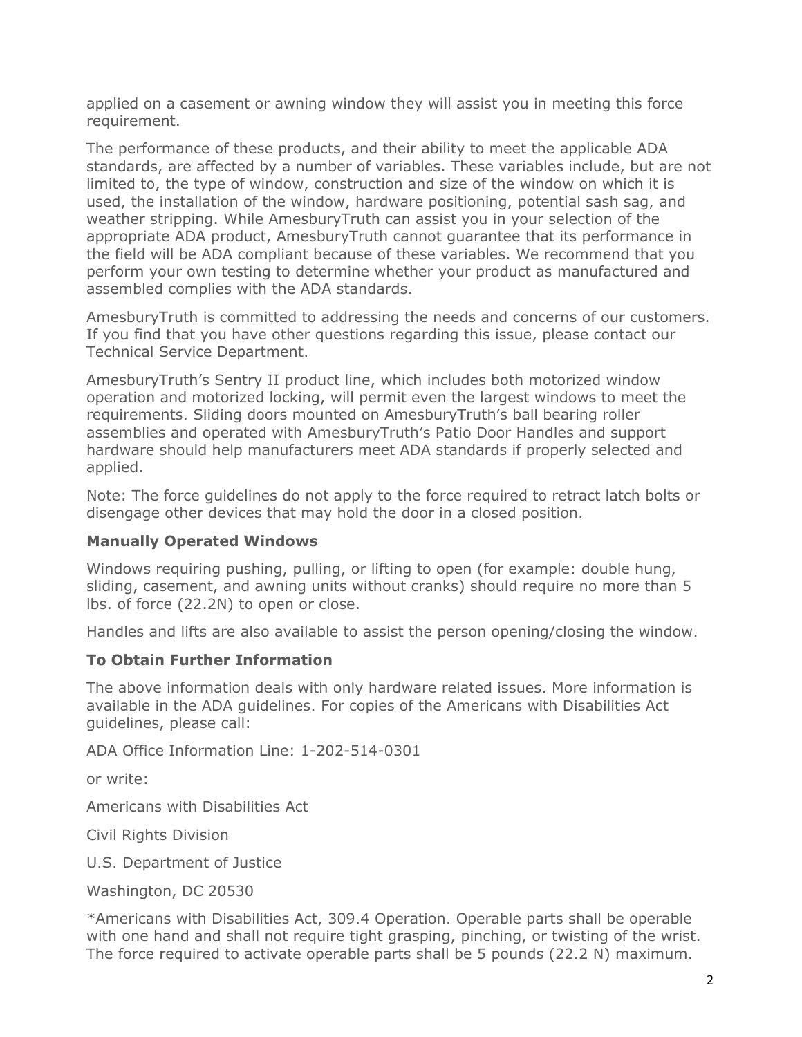applied on a casement or awning window they will assist you in meeting this force requirement.

The performance of these products, and their ability to meet the applicable ADA standards, are affected by a number of variables. These variables include, but are not limited to, the type of window, construction and size of the window on which it is used, the installation of the window, hardware positioning, potential sash sag, and weather stripping. While AmesburyTruth can assist you in your selection of the appropriate ADA product, AmesburyTruth cannot guarantee that its performance in the field will be ADA compliant because of these variables. We recommend that you perform your own testing to determine whether your product as manufactured and assembled complies with the ADA standards.

AmesburyTruth is committed to addressing the needs and concerns of our customers. If you find that you have other questions regarding this issue, please contact our Technical Service Department.

AmesburyTruth's Sentry II product line, which includes both motorized window operation and motorized locking, will permit even the largest windows to meet the requirements. Sliding doors mounted on AmesburyTruth's ball bearing roller assemblies and operated with AmesburyTruth's Patio Door Handles and support hardware should help manufacturers meet ADA standards if properly selected and applied.

Note: The force guidelines do not apply to the force required to retract latch bolts or disengage other devices that may hold the door in a closed position.

**Manually Operated Windows**

Windows requiring pushing, pulling, or lifting to open (for example: double hung, sliding, casement, and awning units without cranks) should require no more than 5 lbs. of force (22.2N) to open or close.

Handles and lifts are also available to assist the person opening/closing the window.

**To Obtain Further Information**

The above information deals with only hardware related issues. More information is available in the ADA guidelines. For copies of the Americans with Disabilities Act guidelines, please call:

ADA Office Information Line: 1-202-514-0301

or write:

Americans with Disabilities Act

Civil Rights Division

U.S. Department of Justice

Washington, DC 20530

*Americans with Disabilities Act, 309.4 Operation. Operable parts shall be operable with one hand and shall not require tight grasping, pinching, or twisting of the wrist. The force required to activate operable parts shall be 5 pounds (22.2 N) maximum.